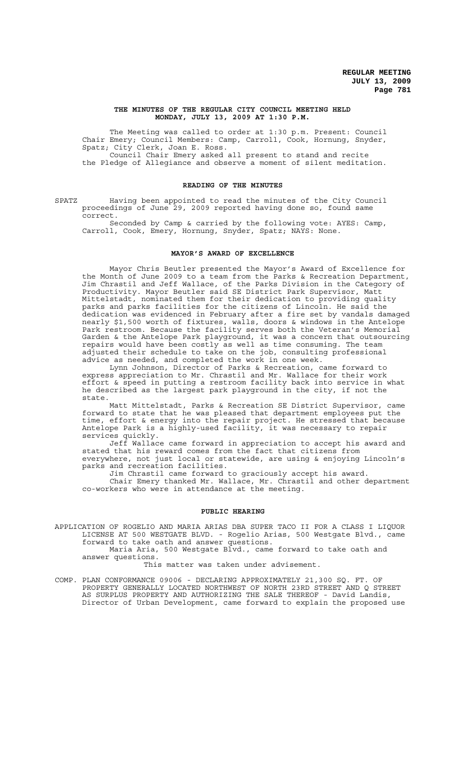# THE MINUTES OF THE REGULAR CITY COUNCIL MEETING HELD MONDAY, JULY 13, 2009 AT 1:30 P.M.

The Meeting was called to order at 1:30 p.m. Present: Council Chair Emery; Council Members: Camp, Carroll, Cook, Hornung, Snyder, Spatz; City Clerk, Joan E. Ross.

Council Chair Emery asked all present to stand and recite the Pledge of Allegiance and observe a moment of silent meditation.

## READING OF THE MINUTES

SPATZ Having been appointed to read the minutes of the City Council proceedings of June 29, 2009 reported having done so, found same correct.

Seconded by Camp & carried by the following vote: AYES: Camp, Carroll, Cook, Emery, Hornung, Snyder, Spatz; NAYS: None.

## MAYOR'S AWARD OF EXCELLENCE

Mayor Chris Beutler presented the Mayor's Award of Excellence for the Month of June 2009 to a team from the Parks & Recreation Department, Jim Chrastil and Jeff Wallace, of the Parks Division in the Category of Productivity. Mayor Beutler said SE District Park Supervisor, Matt Mittelstadt, nominated them for their dedication to providing quality parks and parks facilities for the citizens of Lincoln. He said the dedication was evidenced in February after a fire set by vandals damaged nearly $1,500 worth of fixtures, walls, doors & windows in the Antelope Park restroom. Because the facility serves both the Veteran's Memorial Garden & the Antelope Park playground, it was a concern that outsourcing repairs would have been costly as well as time consuming. The team adjusted their schedule to take on the job, consulting professional advice as needed, and completed the work in one week.

Lynn Johnson, Director of Parks & Recreation, came forward to express appreciation to Mr. Chrastil and Mr. Wallace for their work effort & speed in putting a restroom facility back into service in what he described as the largest park playground in the city, if not the state.

Matt Mittelstadt, Parks & Recreation SE District Supervisor, came forward to state that he was pleased that department employees put the time, effort & energy into the repair project. He stressed that because Antelope Park is a highly-used facility, it was necessary to repair services quickly.

Jeff Wallace came forward in appreciation to accept his award and stated that his reward comes from the fact that citizens from everywhere, not just local or statewide, are using & enjoying Lincoln's parks and recreation facilities.

Jim Chrastil came forward to graciously accept his award.

Chair Emery thanked Mr. Wallace, Mr. Chrastil and other department co-workers who were in attendance at the meeting.

## PUBLIC HEARING

APPLICATION OF ROGELIO AND MARIA ARIAS DBA SUPER TACO II FOR A CLASS I LIQUOR LICENSE AT 500 WESTGATE BLVD. - Rogelio Arias, 500 Westgate Blvd., came forward to take oath and answer questions.

Maria Aria, 500 Westgate Blvd., came forward to take oath and answer questions.

This matter was taken under advisement.

COMP. PLAN CONFORMANCE 09006 - DECLARING APPROXIMATELY 21,300 SQ. FT. OF PROPERTY GENERALLY LOCATED NORTHWEST OF NORTH 23RD STREET AND Q STREET AS SURPLUS PROPERTY AND AUTHORIZING THE SALE THEREOF - David Landis, Director of Urban Development, came forward to explain the proposed use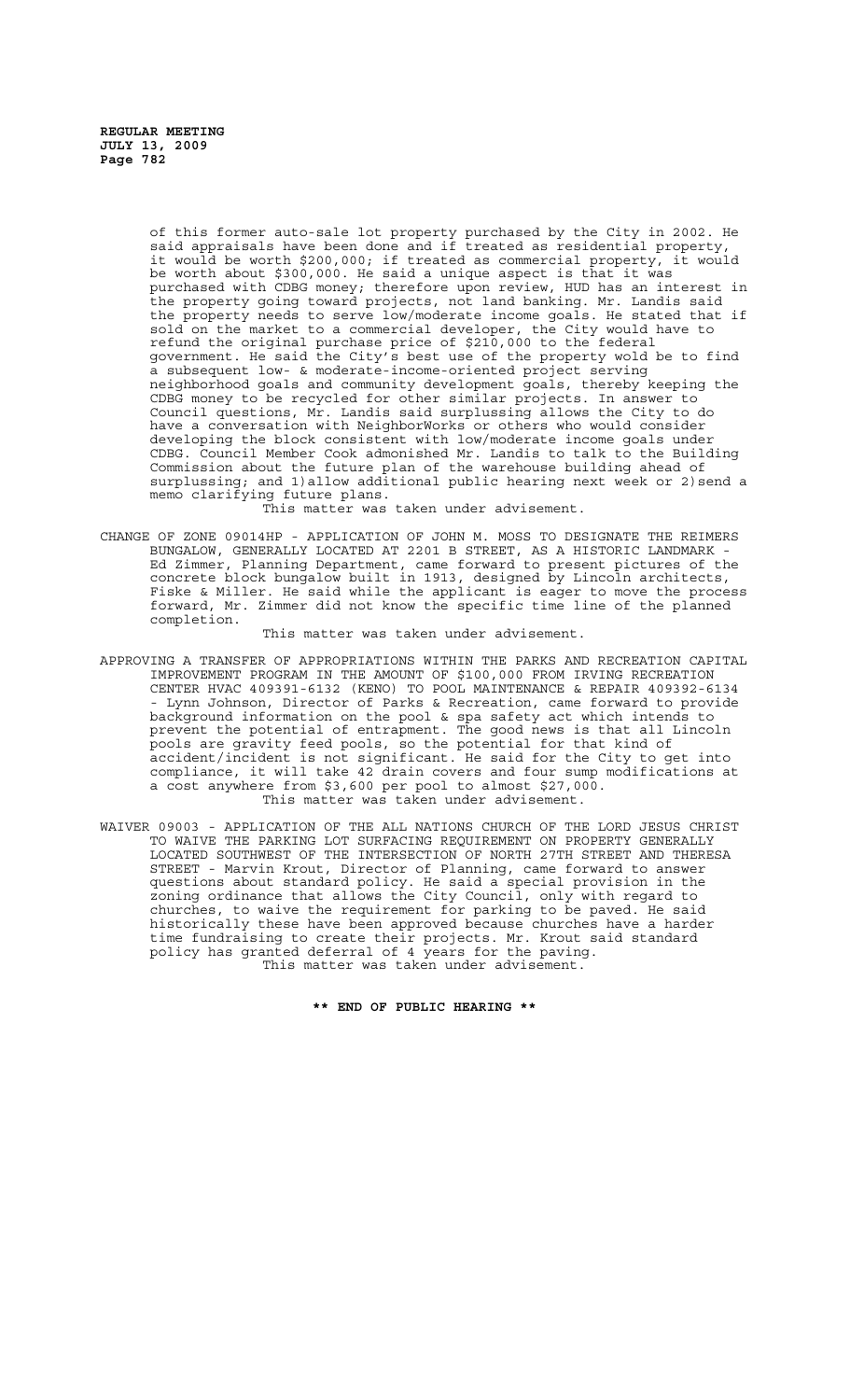of this former auto-sale lot property purchased by the City in 2002. He said appraisals have been done and if treated as residential property, it would be worth \$200,000; if treated as commercial property, it would be worth about \$300,000. He said a unique aspect is that it was purchased with CDBG money; therefore upon review, HUD has an interest in the property going toward projects, not land banking. Mr. Landis said the property needs to serve low/moderate income goals. He stated that if sold on the market to a commercial developer, the City would have to refund the original purchase price of \$210,000 to the federal government. He said the City's best use of the property wold be to find a subsequent low- & moderate-income-oriented project serving neighborhood goals and community development goals, thereby keeping the CDBG money to be recycled for other similar projects. In answer to Council questions, Mr. Landis said surplussing allows the City to do have a conversation with NeighborWorks or others who would consider developing the block consistent with low/moderate income goals under CDBG. Council Member Cook admonished Mr. Landis to talk to the Building Commission about the future plan of the warehouse building ahead of surplussing; and 1)allow additional public hearing next week or 2)send a memo clarifying future plans.

This matter was taken under advisement.

CHANGE OF ZONE 09014HP - APPLICATION OF JOHN M. MOSS TO DESIGNATE THE REIMERS BUNGALOW, GENERALLY LOCATED AT 2201 B STREET, AS A HISTORIC LANDMARK - Ed Zimmer, Planning Department, came forward to present pictures of the concrete block bungalow built in 1913, designed by Lincoln architects, Fiske & Miller. He said while the applicant is eager to move the process forward, Mr. Zimmer did not know the specific time line of the planned completion.

This matter was taken under advisement.

APPROVING A TRANSFER OF APPROPRIATIONS WITHIN THE PARKS AND RECREATION CAPITAL IMPROVEMENT PROGRAM IN THE AMOUNT OF \$100,000 FROM IRVING RECREATION CENTER HVAC 409391-6132 (KENO) TO POOL MAINTENANCE & REPAIR 409392-6134 - Lynn Johnson, Director of Parks & Recreation, came forward to provide background information on the pool & spa safety act which intends to prevent the potential of entrapment. The good news is that all Lincoln pools are gravity feed pools, so the potential for that kind of accident/incident is not significant. He said for the City to get into compliance, it will take 42 drain covers and four sump modifications at a cost anywhere from \$3,600 per pool to almost \$27,000.

This matter was taken under advisement.

WAIVER 09003 - APPLICATION OF THE ALL NATIONS CHURCH OF THE LORD JESUS CHRIST TO WAIVE THE PARKING LOT SURFACING REQUIREMENT ON PROPERTY GENERALLY LOCATED SOUTHWEST OF THE INTERSECTION OF NORTH 27TH STREET AND THERESA STREET - Marvin Krout, Director of Planning, came forward to answer questions about standard policy. He said a special provision in the zoning ordinance that allows the City Council, only with regard to churches, to waive the requirement for parking to be paved. He said historically these have been approved because churches have a harder time fundraising to create their projects. Mr. Krout said standard policy has granted deferral of 4 years for the paving.

This matter was taken under advisement.

**\*\* END OF PUBLIC HEARING \*\***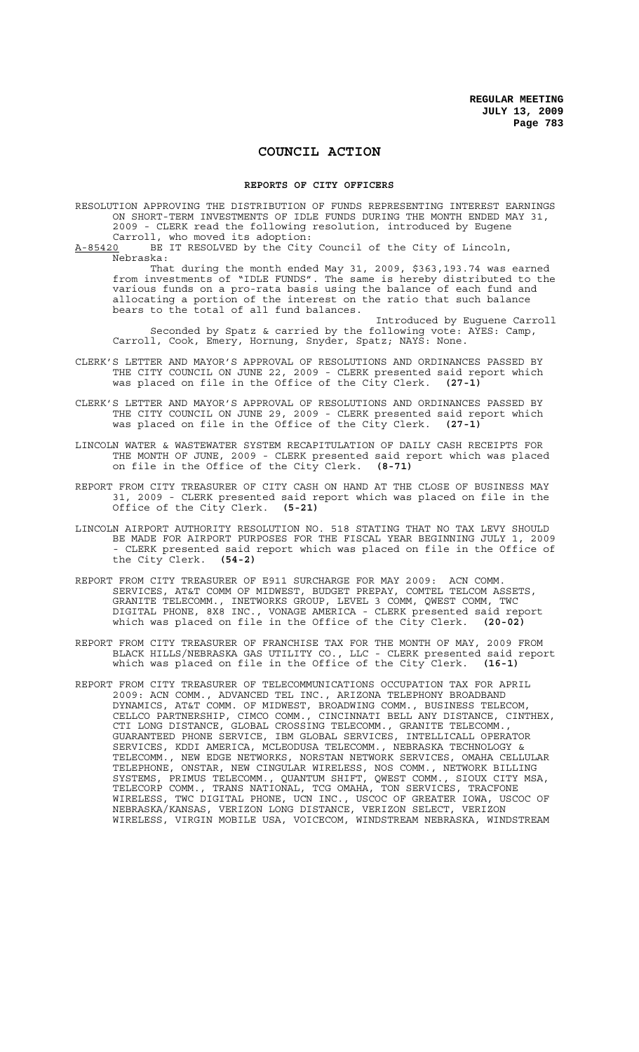# COUNCIL ACTION

## REPORTS OF CITY OFFICERS

RESOLUTION APPROVING THE DISTRIBUTION OF FUNDS REPRESENTING INTEREST EARNINGS ON SHORT-TERM INVESTMENTS OF IDLE FUNDS DURING THE MONTH ENDED MAY 31, 2009 - CLERK read the following resolution, introduced by Eugene Carroll, who moved its adoption:

A-85420 BE IT RESOLVED by the City Council of the City of Lincoln, Nebraska:

That during the month ended May 31, 2009, $363,193.74 was earned from investments of "IDLE FUNDS". The same is hereby distributed to the various funds on a pro-rata basis using the balance of each fund and allocating a portion of the interest on the ratio that such balance bears to the total of all fund balances.

Introduced by Euguene Carroll

Seconded by Spatz & carried by the following vote: AYES: Camp, Carroll, Cook, Emery, Hornung, Snyder, Spatz; NAYS: None.

CLERK'S LETTER AND MAYOR'S APPROVAL OF RESOLUTIONS AND ORDINANCES PASSED BY THE CITY COUNCIL ON JUNE 22, 2009 - CLERK presented said report which was placed on file in the Office of the City Clerk. **(27-1)**

CLERK'S LETTER AND MAYOR'S APPROVAL OF RESOLUTIONS AND ORDINANCES PASSED BY THE CITY COUNCIL ON JUNE 29, 2009 - CLERK presented said report which was placed on file in the Office of the City Clerk. **(27-1)**

LINCOLN WATER & WASTEWATER SYSTEM RECAPITULATION OF DAILY CASH RECEIPTS FOR THE MONTH OF JUNE, 2009 - CLERK presented said report which was placed on file in the Office of the City Clerk. **(8-71)**

REPORT FROM CITY TREASURER OF CITY CASH ON HAND AT THE CLOSE OF BUSINESS MAY 31, 2009 - CLERK presented said report which was placed on file in the Office of the City Clerk. **(5-21)**

LINCOLN AIRPORT AUTHORITY RESOLUTION NO. 518 STATING THAT NO TAX LEVY SHOULD BE MADE FOR AIRPORT PURPOSES FOR THE FISCAL YEAR BEGINNING JULY 1, 2009 - CLERK presented said report which was placed on file in the Office of the City Clerk. **(54-2)**

REPORT FROM CITY TREASURER OF E911 SURCHARGE FOR MAY 2009: ACN COMM. SERVICES, AT&T COMM OF MIDWEST, BUDGET PREPAY, COMTEL TELCOM ASSETS, GRANITE TELECOMM., INETWORKS GROUP, LEVEL 3 COMM, QWEST COMM, TWC DIGITAL PHONE, 8X8 INC., VONAGE AMERICA - CLERK presented said report which was placed on file in the Office of the City Clerk. **(20-02)**

REPORT FROM CITY TREASURER OF FRANCHISE TAX FOR THE MONTH OF MAY, 2009 FROM BLACK HILLS/NEBRASKA GAS UTILITY CO., LLC - CLERK presented said report which was placed on file in the Office of the City Clerk. **(16-1)**

REPORT FROM CITY TREASURER OF TELECOMMUNICATIONS OCCUPATION TAX FOR APRIL 2009: ACN COMM., ADVANCED TEL INC., ARIZONA TELEPHONY BROADBAND DYNAMICS, AT&T COMM. OF MIDWEST, BROADWING COMM., BUSINESS TELECOM, CELLCO PARTNERSHIP, CIMCO COMM., CINCINNATI BELL ANY DISTANCE, CINTHEX, CTI LONG DISTANCE, GLOBAL CROSSING TELECOMM., GRANITE TELECOMM., GUARANTEED PHONE SERVICE, IBM GLOBAL SERVICES, INTELLICALL OPERATOR SERVICES, KDDI AMERICA, MCLEODUSA TELECOMM., NEBRASKA TECHNOLOGY & TELECOMM., NEW EDGE NETWORKS, NORSTAN NETWORK SERVICES, OMAHA CELLULAR TELEPHONE, ONSTAR, NEW CINGULAR WIRELESS, NOS COMM., NETWORK BILLING SYSTEMS, PRIMUS TELECOMM., QUANTUM SHIFT, QWEST COMM., SIOUX CITY MSA, TELECORP COMM., TRANS NATIONAL, TCG OMAHA, TON SERVICES, TRACFONE WIRELESS, TWC DIGITAL PHONE, UCN INC., USCOC OF GREATER IOWA, USCOC OF NEBRASKA/KANSAS, VERIZON LONG DISTANCE, VERIZON SELECT, VERIZON WIRELESS, VIRGIN MOBILE USA, VOICECOM, WINDSTREAM NEBRASKA, WINDSTREAM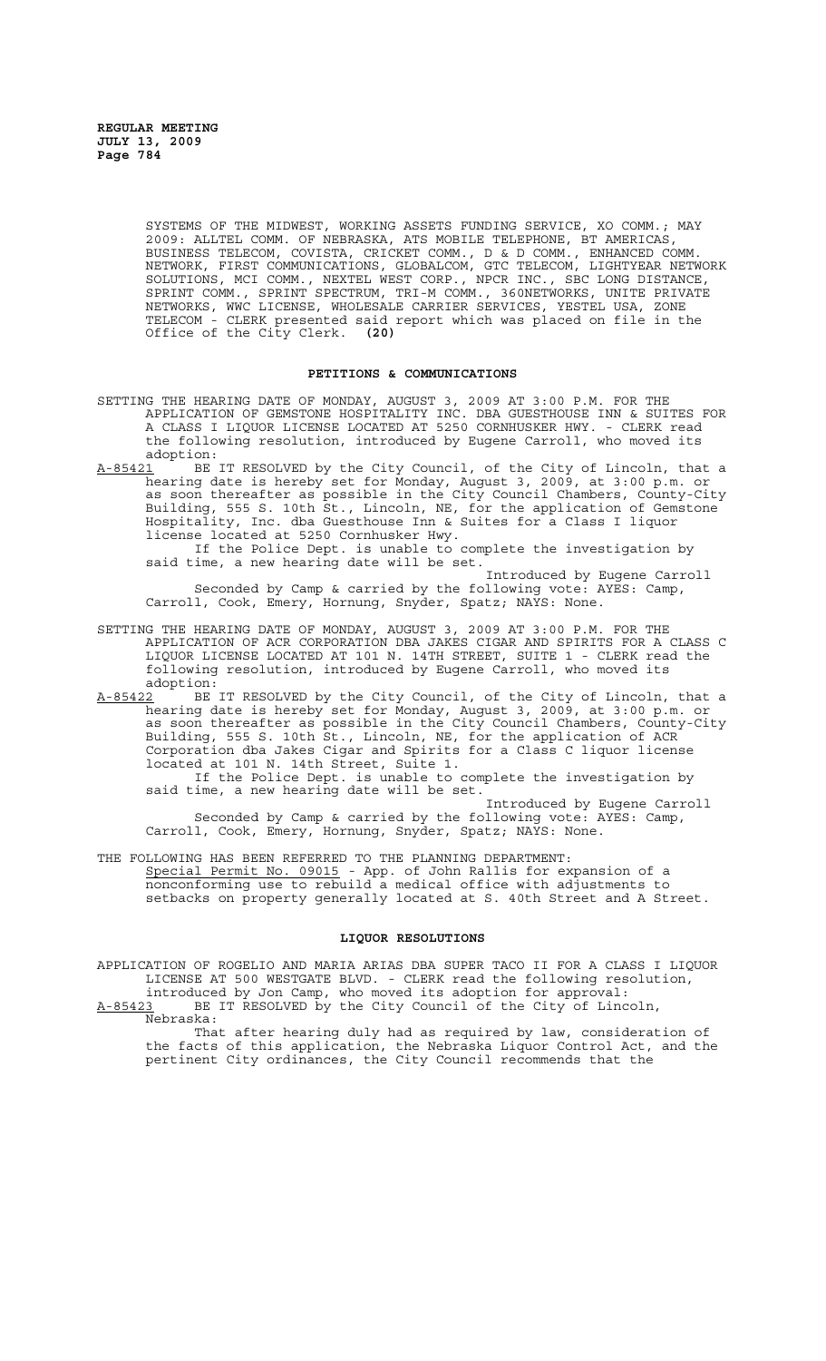SYSTEMS OF THE MIDWEST, WORKING ASSETS FUNDING SERVICE, XO COMM.; MAY 2009: ALLTEL COMM. OF NEBRASKA, ATS MOBILE TELEPHONE, BT AMERICAS, BUSINESS TELECOM, COVISTA, CRICKET COMM., D & D COMM., ENHANCED COMM. NETWORK, FIRST COMMUNICATIONS, GLOBALCOM, GTC TELECOM, LIGHTYEAR NETWORK SOLUTIONS, MCI COMM., NEXTEL WEST CORP., NPCR INC., SBC LONG DISTANCE, SPRINT COMM., SPRINT SPECTRUM, TRI-M COMM., 360NETWORKS, UNITE PRIVATE NETWORKS, WWC LICENSE, WHOLESALE CARRIER SERVICES, YESTEL USA, ZONE TELECOM - CLERK presented said report which was placed on file in the Office of the City Clerk. **(20)**

## PETITIONS & COMMUNICATIONS

SETTING THE HEARING DATE OF MONDAY, AUGUST 3, 2009 AT 3:00 P.M. FOR THE APPLICATION OF GEMSTONE HOSPITALITY INC. DBA GUESTHOUSE INN & SUITES FOR A CLASS I LIQUOR LICENSE LOCATED AT 5250 CORNHUSKER HWY. - CLERK read the following resolution, introduced by Eugene Carroll, who moved its adoption:

A-85421 BE IT RESOLVED by the City Council, of the City of Lincoln, that a hearing date is hereby set for Monday, August 3, 2009, at 3:00 p.m. or as soon thereafter as possible in the City Council Chambers, County-City Building, 555 S. 10th St., Lincoln, NE, for the application of Gemstone Hospitality, Inc. dba Guesthouse Inn & Suites for a Class I liquor license located at 5250 Cornhusker Hwy.

If the Police Dept. is unable to complete the investigation by said time, a new hearing date will be set.

Introduced by Eugene Carroll

Seconded by Camp & carried by the following vote: AYES: Camp, Carroll, Cook, Emery, Hornung, Snyder, Spatz; NAYS: None.

SETTING THE HEARING DATE OF MONDAY, AUGUST 3, 2009 AT 3:00 P.M. FOR THE APPLICATION OF ACR CORPORATION DBA JAKES CIGAR AND SPIRITS FOR A CLASS C LIQUOR LICENSE LOCATED AT 101 N. 14TH STREET, SUITE 1 - CLERK read the following resolution, introduced by Eugene Carroll, who moved its adoption:

A-85422 BE IT RESOLVED by the City Council, of the City of Lincoln, that a hearing date is hereby set for Monday, August 3, 2009, at 3:00 p.m. or as soon thereafter as possible in the City Council Chambers, County-City Building, 555 S. 10th St., Lincoln, NE, for the application of ACR Corporation dba Jakes Cigar and Spirits for a Class C liquor license located at 101 N. 14th Street, Suite 1.

If the Police Dept. is unable to complete the investigation by said time, a new hearing date will be set.

Introduced by Eugene Carroll

Seconded by Camp & carried by the following vote: AYES: Camp, Carroll, Cook, Emery, Hornung, Snyder, Spatz; NAYS: None.

THE FOLLOWING HAS BEEN REFERRED TO THE PLANNING DEPARTMENT:

Special Permit No. 09015 - App. of John Rallis for expansion of a nonconforming use to rebuild a medical office with adjustments to setbacks on property generally located at S. 40th Street and A Street.

## LIQUOR RESOLUTIONS

APPLICATION OF ROGELIO AND MARIA ARIAS DBA SUPER TACO II FOR A CLASS I LIQUOR LICENSE AT 500 WESTGATE BLVD. - CLERK read the following resolution, introduced by Jon Camp, who moved its adoption for approval:

A-85423 BE IT RESOLVED by the City Council of the City of Lincoln, Nebraska:

That after hearing duly had as required by law, consideration of the facts of this application, the Nebraska Liquor Control Act, and the pertinent City ordinances, the City Council recommends that the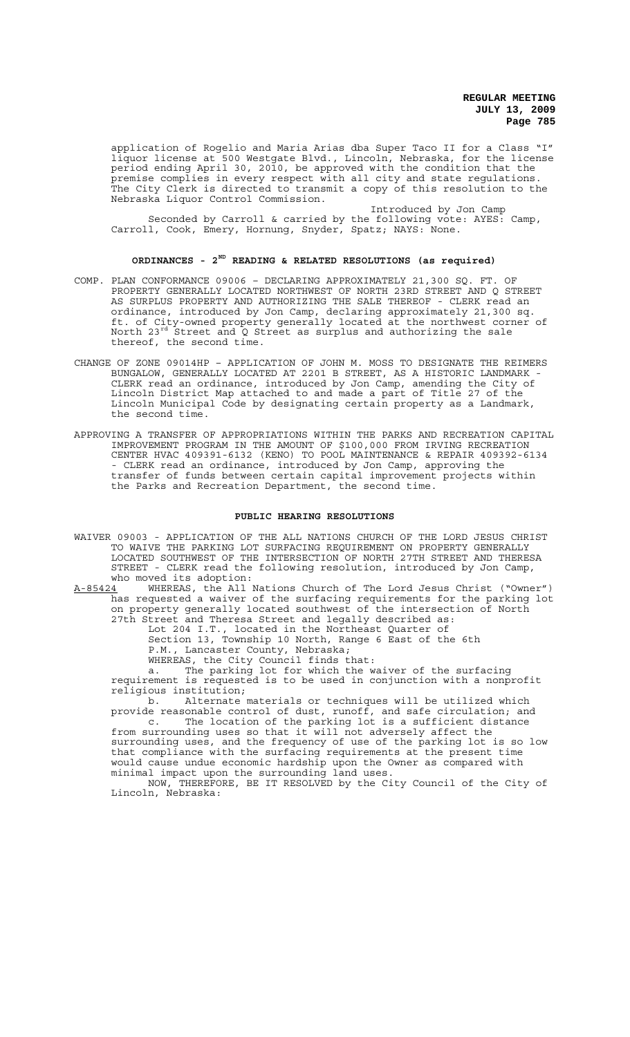application of Rogelio and Maria Arias dba Super Taco II for a Class "I" liquor license at 500 Westgate Blvd., Lincoln, Nebraska, for the license period ending April 30, 2010, be approved with the condition that the premise complies in every respect with all city and state regulations. The City Clerk is directed to transmit a copy of this resolution to the Nebraska Liquor Control Commission.

Introduced by Jon Camp

Seconded by Carroll & carried by the following vote: AYES: Camp, Carroll, Cook, Emery, Hornung, Snyder, Spatz; NAYS: None.

## ORDINANCES - 2ND READING & RELATED RESOLUTIONS (as required)

COMP. PLAN CONFORMANCE 09006 – DECLARING APPROXIMATELY 21,300 SQ. FT. OF PROPERTY GENERALLY LOCATED NORTHWEST OF NORTH 23RD STREET AND Q STREET AS SURPLUS PROPERTY AND AUTHORIZING THE SALE THEREOF - CLERK read an ordinance, introduced by Jon Camp, declaring approximately 21,300 sq. ft. of City-owned property generally located at the northwest corner of North 23rd Street and Q Street as surplus and authorizing the sale thereof, the second time.

CHANGE OF ZONE 09014HP – APPLICATION OF JOHN M. MOSS TO DESIGNATE THE REIMERS BUNGALOW, GENERALLY LOCATED AT 2201 B STREET, AS A HISTORIC LANDMARK - CLERK read an ordinance, introduced by Jon Camp, amending the City of Lincoln District Map attached to and made a part of Title 27 of the Lincoln Municipal Code by designating certain property as a Landmark, the second time.

APPROVING A TRANSFER OF APPROPRIATIONS WITHIN THE PARKS AND RECREATION CAPITAL IMPROVEMENT PROGRAM IN THE AMOUNT OF $100,000 FROM IRVING RECREATION CENTER HVAC 409391-6132 (KENO) TO POOL MAINTENANCE & REPAIR 409392-6134 - CLERK read an ordinance, introduced by Jon Camp, approving the transfer of funds between certain capital improvement projects within the Parks and Recreation Department, the second time.

## PUBLIC HEARING RESOLUTIONS

WAIVER 09003 - APPLICATION OF THE ALL NATIONS CHURCH OF THE LORD JESUS CHRIST TO WAIVE THE PARKING LOT SURFACING REQUIREMENT ON PROPERTY GENERALLY LOCATED SOUTHWEST OF THE INTERSECTION OF NORTH 27TH STREET AND THERESA STREET - CLERK read the following resolution, introduced by Jon Camp, who moved its adoption:

A-85424 WHEREAS, the All Nations Church of The Lord Jesus Christ ("Owner") has requested a waiver of the surfacing requirements for the parking lot on property generally located southwest of the intersection of North 27th Street and Theresa Street and legally described as:

Lot 204 I.T., located in the Northeast Quarter of Section 13, Township 10 North, Range 6 East of the 6th P.M., Lancaster County, Nebraska;

WHEREAS, the City Council finds that:

a. The parking lot for which the waiver of the surfacing requirement is requested is to be used in conjunction with a nonprofit religious institution;

b. Alternate materials or techniques will be utilized which provide reasonable control of dust, runoff, and safe circulation; and

c. The location of the parking lot is a sufficient distance from surrounding uses so that it will not adversely affect the surrounding uses, and the frequency of use of the parking lot is so low that compliance with the surfacing requirements at the present time would cause undue economic hardship upon the Owner as compared with minimal impact upon the surrounding land uses.

NOW, THEREFORE, BE IT RESOLVED by the City Council of the City of Lincoln, Nebraska: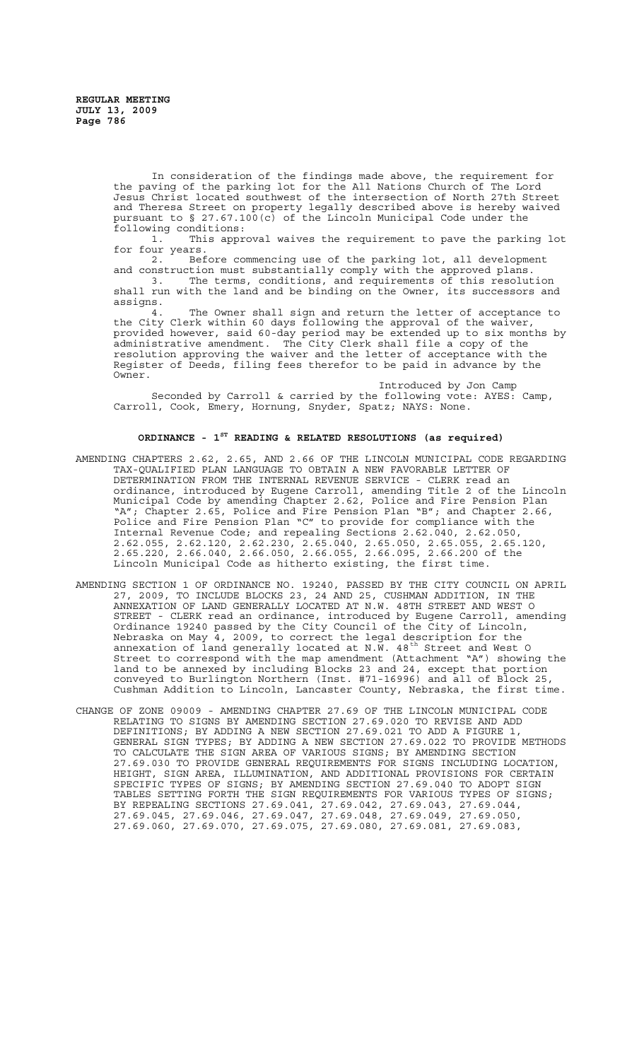In consideration of the findings made above, the requirement for the paving of the parking lot for the All Nations Church of The Lord Jesus Christ located southwest of the intersection of North 27th Street and Theresa Street on property legally described above is hereby waived pursuant to § 27.67.100(c) of the Lincoln Municipal Code under the following conditions:

1. This approval waives the requirement to pave the parking lot for four years.
2. Before commencing use of the parking lot, all development and construction must substantially comply with the approved plans.
3. The terms, conditions, and requirements of this resolution shall run with the land and be binding on the Owner, its successors and assigns.
4. The Owner shall sign and return the letter of acceptance to the City Clerk within 60 days following the approval of the waiver, provided however, said 60-day period may be extended up to six months by administrative amendment. The City Clerk shall file a copy of the resolution approving the waiver and the letter of acceptance with the Register of Deeds, filing fees therefor to be paid in advance by the Owner.

Introduced by Jon Camp

Seconded by Carroll & carried by the following vote: AYES: Camp, Carroll, Cook, Emery, Hornung, Snyder, Spatz; NAYS: None.

## ORDINANCE - 1ST READING & RELATED RESOLUTIONS (as required)

AMENDING CHAPTERS 2.62, 2.65, AND 2.66 OF THE LINCOLN MUNICIPAL CODE REGARDING TAX-QUALIFIED PLAN LANGUAGE TO OBTAIN A NEW FAVORABLE LETTER OF DETERMINATION FROM THE INTERNAL REVENUE SERVICE - CLERK read an ordinance, introduced by Eugene Carroll, amending Title 2 of the Lincoln Municipal Code by amending Chapter 2.62, Police and Fire Pension Plan "A"; Chapter 2.65, Police and Fire Pension Plan "B"; and Chapter 2.66, Police and Fire Pension Plan "C" to provide for compliance with the Internal Revenue Code; and repealing Sections 2.62.040, 2.62.050, 2.62.055, 2.62.120, 2.62.230, 2.65.040, 2.65.050, 2.65.055, 2.65.120, 2.65.220, 2.66.040, 2.66.050, 2.66.055, 2.66.095, 2.66.200 of the Lincoln Municipal Code as hitherto existing, the first time.

AMENDING SECTION 1 OF ORDINANCE NO. 19240, PASSED BY THE CITY COUNCIL ON APRIL 27, 2009, TO INCLUDE BLOCKS 23, 24 AND 25, CUSHMAN ADDITION, IN THE ANNEXATION OF LAND GENERALLY LOCATED AT N.W. 48TH STREET AND WEST O STREET - CLERK read an ordinance, introduced by Eugene Carroll, amending Ordinance 19240 passed by the City Council of the City of Lincoln, Nebraska on May 4, 2009, to correct the legal description for the annexation of land generally located at N.W. 48th Street and West O Street to correspond with the map amendment (Attachment "A") showing the land to be annexed by including Blocks 23 and 24, except that portion conveyed to Burlington Northern (Inst. #71-16996) and all of Block 25, Cushman Addition to Lincoln, Lancaster County, Nebraska, the first time.

CHANGE OF ZONE 09009 - AMENDING CHAPTER 27.69 OF THE LINCOLN MUNICIPAL CODE RELATING TO SIGNS BY AMENDING SECTION 27.69.020 TO REVISE AND ADD DEFINITIONS; BY ADDING A NEW SECTION 27.69.021 TO ADD A FIGURE 1, GENERAL SIGN TYPES; BY ADDING A NEW SECTION 27.69.022 TO PROVIDE METHODS TO CALCULATE THE SIGN AREA OF VARIOUS SIGNS; BY AMENDING SECTION 27.69.030 TO PROVIDE GENERAL REQUIREMENTS FOR SIGNS INCLUDING LOCATION, HEIGHT, SIGN AREA, ILLUMINATION, AND ADDITIONAL PROVISIONS FOR CERTAIN SPECIFIC TYPES OF SIGNS; BY AMENDING SECTION 27.69.040 TO ADOPT SIGN TABLES SETTING FORTH THE SIGN REQUIREMENTS FOR VARIOUS TYPES OF SIGNS; BY REPEALING SECTIONS 27.69.041, 27.69.042, 27.69.043, 27.69.044, 27.69.045, 27.69.046, 27.69.047, 27.69.048, 27.69.049, 27.69.050, 27.69.060, 27.69.070, 27.69.075, 27.69.080, 27.69.081, 27.69.083,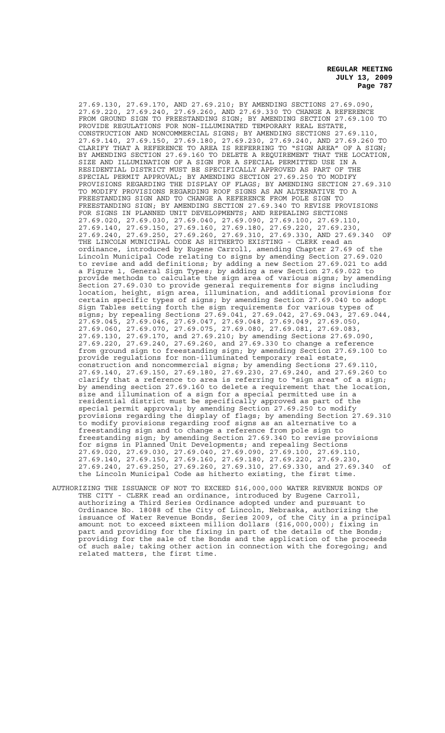27.69.130, 27.69.170, AND 27.69.210; BY AMENDING SECTIONS 27.69.090, 27.69.220, 27.69.240, 27.69.260, AND 27.69.330 TO CHANGE A REFERENCE FROM GROUND SIGN TO FREESTANDING SIGN; BY AMENDING SECTION 27.69.100 TO PROVIDE REGULATIONS FOR NON-ILLUMINATED TEMPORARY REAL ESTATE, CONSTRUCTION AND NONCOMMERCIAL SIGNS; BY AMENDING SECTIONS 27.69.110, 27.69.140, 27.69.150, 27.69.180, 27.69.230, 27.69.240, AND 27.69.260 TO CLARIFY THAT A REFERENCE TO AREA IS REFERRING TO "SIGN AREA" OF A SIGN; BY AMENDING SECTION 27.69.160 TO DELETE A REQUIREMENT THAT THE LOCATION, SIZE AND ILLUMINATION OF A SIGN FOR A SPECIAL PERMITTED USE IN A RESIDENTIAL DISTRICT MUST BE SPECIFICALLY APPROVED AS PART OF THE SPECIAL PERMIT APPROVAL; BY AMENDING SECTION 27.69.250 TO MODIFY PROVISIONS REGARDING THE DISPLAY OF FLAGS; BY AMENDING SECTION 27.69.310 TO MODIFY PROVISIONS REGARDING ROOF SIGNS AS AN ALTERNATIVE TO A FREESTANDING SIGN AND TO CHANGE A REFERENCE FROM POLE SIGN TO FREESTANDING SIGN; BY AMENDING SECTION 27.69.340 TO REVISE PROVISIONS FOR SIGNS IN PLANNED UNIT DEVELOPMENTS; AND REPEALING SECTIONS 27.69.020, 27.69.030, 27.69.040, 27.69.090, 27.69.100, 27.69.110, 27.69.140, 27.69.150, 27.69.160, 27.69.180, 27.69.220, 27.69.230, 27.69.240, 27.69.250, 27.69.260, 27.69.310, 27.69.330, AND 27.69.340 OF THE LINCOLN MUNICIPAL CODE AS HITHERTO EXISTING - CLERK read an ordinance, introduced by Eugene Carroll, amending Chapter 27.69 of the Lincoln Municipal Code relating to signs by amending Section 27.69.020 to revise and add definitions; by adding a new Section 27.69.021 to add a Figure 1, General Sign Types; by adding a new Section 27.69.022 to provide methods to calculate the sign area of various signs; by amending Section 27.69.030 to provide general requirements for signs including location, height, sign area, illumination, and additional provisions for certain specific types of signs; by amending Section 27.69.040 to adopt Sign Tables setting forth the sign requirements for various types of signs; by repealing Sections 27.69.041, 27.69.042, 27.69.043, 27.69.044, 27.69.045, 27.69.046, 27.69.047, 27.69.048, 27.69.049, 27.69.050, 27.69.060, 27.69.070, 27.69.075, 27.69.080, 27.69.081, 27.69.083, 27.69.130, 27.69.170, and 27.69.210; by amending Sections 27.69.090, 27.69.220, 27.69.240, 27.69.260, and 27.69.330 to change a reference from ground sign to freestanding sign; by amending Section 27.69.100 to provide regulations for non-illuminated temporary real estate, construction and noncommercial signs; by amending Sections 27.69.110, 27.69.140, 27.69.150, 27.69.180, 27.69.230, 27.69.240, and 27.69.260 to clarify that a reference to area is referring to "sign area" of a sign; by amending section 27.69.160 to delete a requirement that the location, size and illumination of a sign for a special permitted use in a residential district must be specifically approved as part of the special permit approval; by amending Section 27.69.250 to modify provisions regarding the display of flags; by amending Section 27.69.310 to modify provisions regarding roof signs as an alternative to a freestanding sign and to change a reference from pole sign to freestanding sign; by amending Section 27.69.340 to revise provisions for signs in Planned Unit Developments; and repealing Sections 27.69.020, 27.69.030, 27.69.040, 27.69.090, 27.69.100, 27.69.110, 27.69.140, 27.69.150, 27.69.160, 27.69.180, 27.69.220, 27.69.230, 27.69.240, 27.69.250, 27.69.260, 27.69.310, 27.69.330, and 27.69.340 of the Lincoln Municipal Code as hitherto existing, the first time.

AUTHORIZING THE ISSUANCE OF NOT TO EXCEED $16,000,000 WATER REVENUE BONDS OF THE CITY - CLERK read an ordinance, introduced by Eugene Carroll, authorizing a Third Series Ordinance adopted under and pursuant to Ordinance No. 18088 of the City of Lincoln, Nebraska, authorizing the issuance of Water Revenue Bonds, Series 2009, of the City in a principal amount not to exceed sixteen million dollars ($16,000,000); fixing in part and providing for the fixing in part of the details of the Bonds; providing for the sale of the Bonds and the application of the proceeds of such sale; taking other action in connection with the foregoing; and related matters, the first time.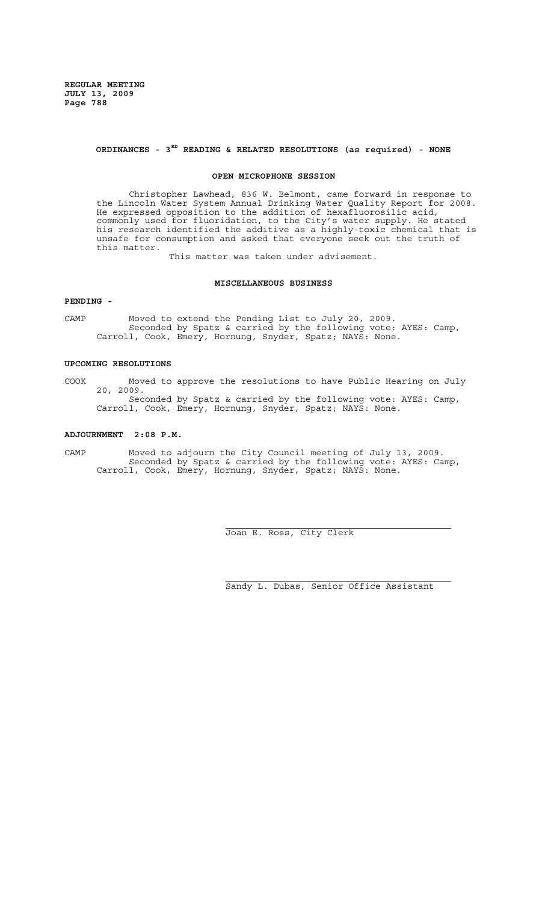## ORDINANCES - 3RD READING & RELATED RESOLUTIONS (as required) - NONE

### OPEN MICROPHONE SESSION

Christopher Lawhead, 836 W. Belmont, came forward in response to the Lincoln Water System Annual Drinking Water Quality Report for 2008. He expressed opposition to the addition of hexafluorosilic acid, commonly used for fluoridation, to the City's water supply. He stated his research identified the additive as a highly-toxic chemical that is unsafe for consumption and asked that everyone seek out the truth of this matter.

This matter was taken under advisement.

### MISCELLANEOUS BUSINESS

**PENDING -**

CAMP Moved to extend the Pending List to July 20, 2009.
Seconded by Spatz & carried by the following vote: AYES: Camp, Carroll, Cook, Emery, Hornung, Snyder, Spatz; NAYS: None.

**UPCOMING RESOLUTIONS**

COOK Moved to approve the resolutions to have Public Hearing on July 20, 2009.
Seconded by Spatz & carried by the following vote: AYES: Camp, Carroll, Cook, Emery, Hornung, Snyder, Spatz; NAYS: None.

**ADJOURNMENT 2:08 P.M.**

CAMP Moved to adjourn the City Council meeting of July 13, 2009.
Seconded by Spatz & carried by the following vote: AYES: Camp, Carroll, Cook, Emery, Hornung, Snyder, Spatz; NAYS: None.

Joan E. Ross, City Clerk

Sandy L. Dubas, Senior Office Assistant